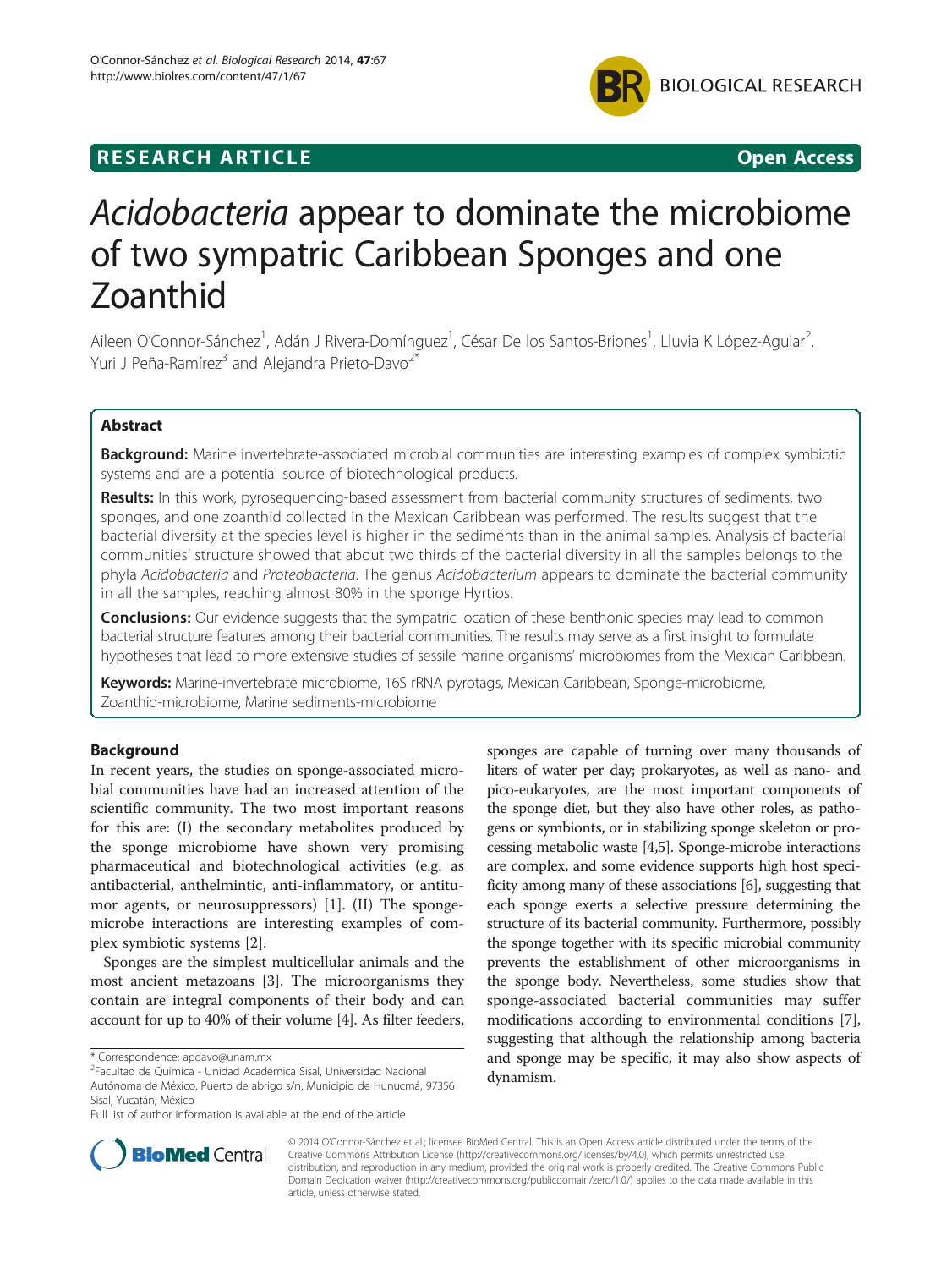**RESEARCH ARTICLE** **Open Access**

# *Acidobacteria* appear to dominate the microbiome of two sympatric Caribbean Sponges and one Zoanthid

Aileen O'Connor-Sánchez[1], Adán J Rivera-Domínguez[1], César De los Santos-Briones[1], Lluvia K López-Aguiar[2], Yuri J Peña-Ramírez[3] and Alejandra Prieto-Davo[2*]

## Abstract

**Background:** Marine invertebrate-associated microbial communities are interesting examples of complex symbiotic systems and are a potential source of biotechnological products.

**Results:** In this work, pyrosequencing-based assessment from bacterial community structures of sediments, two sponges, and one zoanthid collected in the Mexican Caribbean was performed. The results suggest that the bacterial diversity at the species level is higher in the sediments than in the animal samples. Analysis of bacterial communities' structure showed that about two thirds of the bacterial diversity in all the samples belongs to the phyla *Acidobacteria* and *Proteobacteria*. The genus *Acidobacterium* appears to dominate the bacterial community in all the samples, reaching almost 80% in the sponge Hyrtios.

**Conclusions:** Our evidence suggests that the sympatric location of these benthonic species may lead to common bacterial structure features among their bacterial communities. The results may serve as a first insight to formulate hypotheses that lead to more extensive studies of sessile marine organisms' microbiomes from the Mexican Caribbean.

**Keywords:** Marine-invertebrate microbiome, 16S rRNA pyrotags, Mexican Caribbean, Sponge-microbiome, Zoanthid-microbiome, Marine sediments-microbiome

## Background

In recent years, the studies on sponge-associated microbial communities have had an increased attention of the scientific community. The two most important reasons for this are: (I) the secondary metabolites produced by the sponge microbiome have shown very promising pharmaceutical and biotechnological activities (e.g. as antibacterial, anthelmintic, anti-inflammatory, or antitumor agents, or neurosuppressors) [1]. (II) The sponge-microbe interactions are interesting examples of complex symbiotic systems [2].

Sponges are the simplest multicellular animals and the most ancient metazoans [3]. The microorganisms they contain are integral components of their body and can account for up to 40% of their volume [4]. As filter feeders, sponges are capable of turning over many thousands of liters of water per day; prokaryotes, as well as nano- and pico-eukaryotes, are the most important components of the sponge diet, but they also have other roles, as pathogens or symbionts, or in stabilizing sponge skeleton or processing metabolic waste [4,5]. Sponge-microbe interactions are complex, and some evidence supports high host specificity among many of these associations [6], suggesting that each sponge exerts a selective pressure determining the structure of its bacterial community. Furthermore, possibly the sponge together with its specific microbial community prevents the establishment of other microorganisms in the sponge body. Nevertheless, some studies show that sponge-associated bacterial communities may suffer modifications according to environmental conditions [7], suggesting that although the relationship among bacteria and sponge may be specific, it may also show aspects of dynamism.

* Correspondence: apdavo@unam.mx
[2]Facultad de Química - Unidad Académica Sisal, Universidad Nacional Autónoma de México, Puerto de abrigo s/n, Municipio de Hunucmá, 97356 Sisal, Yucatán, México
Full list of author information is available at the end of the article

© 2014 O'Connor-Sánchez et al.; licensee BioMed Central. This is an Open Access article distributed under the terms of the Creative Commons Attribution License (http://creativecommons.org/licenses/by/4.0), which permits unrestricted use, distribution, and reproduction in any medium, provided the original work is properly credited. The Creative Commons Public Domain Dedication waiver (http://creativecommons.org/publicdomain/zero/1.0/) applies to the data made available in this article, unless otherwise stated.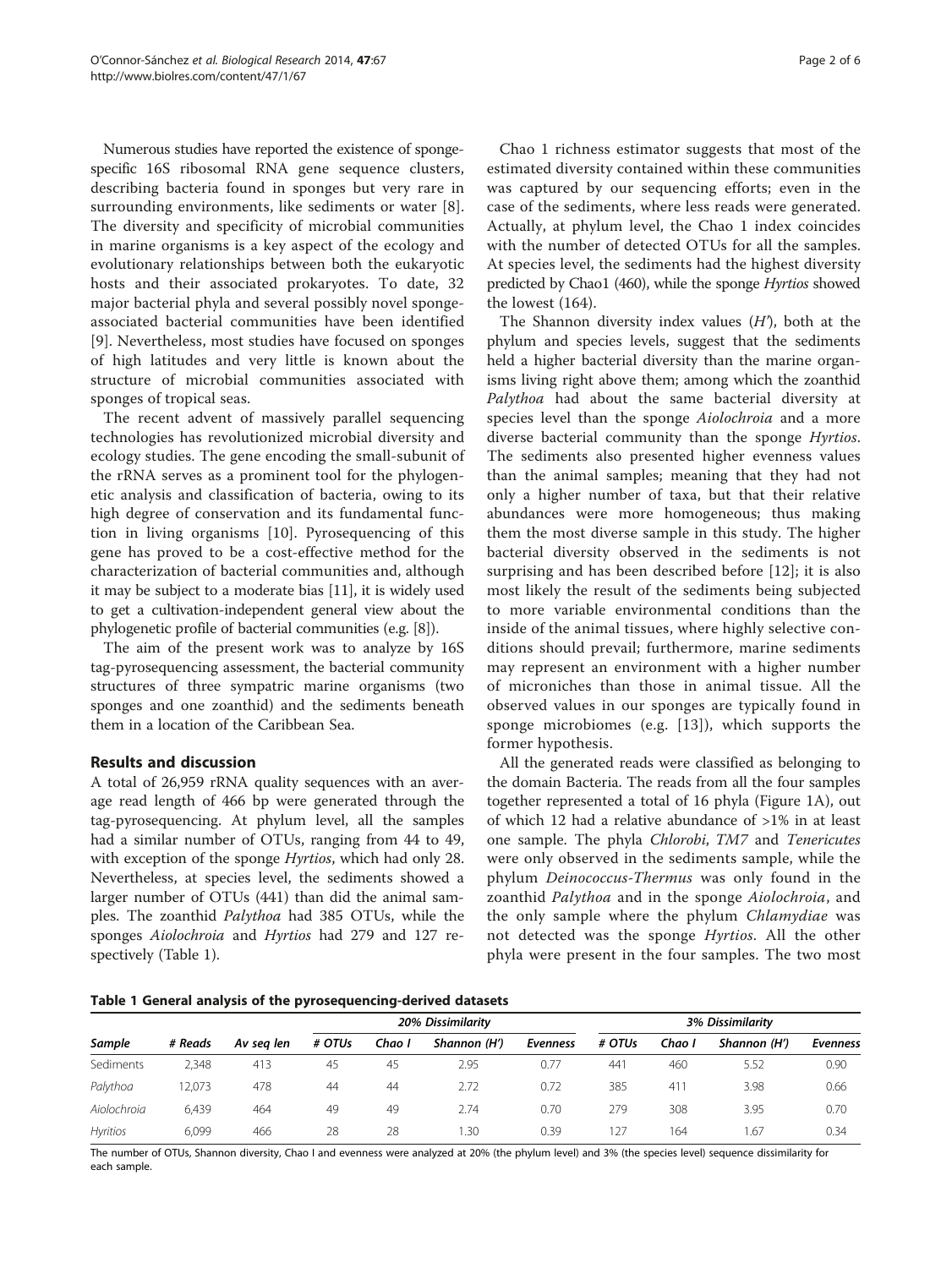Numerous studies have reported the existence of sponge-specific 16S ribosomal RNA gene sequence clusters, describing bacteria found in sponges but very rare in surrounding environments, like sediments or water [8]. The diversity and specificity of microbial communities in marine organisms is a key aspect of the ecology and evolutionary relationships between both the eukaryotic hosts and their associated prokaryotes. To date, 32 major bacterial phyla and several possibly novel sponge-associated bacterial communities have been identified [9]. Nevertheless, most studies have focused on sponges of high latitudes and very little is known about the structure of microbial communities associated with sponges of tropical seas.

The recent advent of massively parallel sequencing technologies has revolutionized microbial diversity and ecology studies. The gene encoding the small-subunit of the rRNA serves as a prominent tool for the phylogenetic analysis and classification of bacteria, owing to its high degree of conservation and its fundamental function in living organisms [10]. Pyrosequencing of this gene has proved to be a cost-effective method for the characterization of bacterial communities and, although it may be subject to a moderate bias [11], it is widely used to get a cultivation-independent general view about the phylogenetic profile of bacterial communities (e.g. [8]).

The aim of the present work was to analyze by 16S tag-pyrosequencing assessment, the bacterial community structures of three sympatric marine organisms (two sponges and one zoanthid) and the sediments beneath them in a location of the Caribbean Sea.

## Results and discussion

A total of 26,959 rRNA quality sequences with an average read length of 466 bp were generated through the tag-pyrosequencing. At phylum level, all the samples had a similar number of OTUs, ranging from 44 to 49, with exception of the sponge *Hyrtios*, which had only 28. Nevertheless, at species level, the sediments showed a larger number of OTUs (441) than did the animal samples. The zoanthid *Palythoa* had 385 OTUs, while the sponges *Aiolochroia* and *Hyrtios* had 279 and 127 respectively (Table 1).

Chao 1 richness estimator suggests that most of the estimated diversity contained within these communities was captured by our sequencing efforts; even in the case of the sediments, where less reads were generated. Actually, at phylum level, the Chao 1 index coincides with the number of detected OTUs for all the samples. At species level, the sediments had the highest diversity predicted by Chao1 (460), while the sponge *Hyrtios* showed the lowest (164).

The Shannon diversity index values (*H'*), both at the phylum and species levels, suggest that the sediments held a higher bacterial diversity than the marine organisms living right above them; among which the zoanthid *Palythoa* had about the same bacterial diversity at species level than the sponge *Aiolochroia* and a more diverse bacterial community than the sponge *Hyrtios*. The sediments also presented higher evenness values than the animal samples; meaning that they had not only a higher number of taxa, but that their relative abundances were more homogeneous; thus making them the most diverse sample in this study. The higher bacterial diversity observed in the sediments is not surprising and has been described before [12]; it is also most likely the result of the sediments being subjected to more variable environmental conditions than the inside of the animal tissues, where highly selective conditions should prevail; furthermore, marine sediments may represent an environment with a higher number of microniches than those in animal tissue. All the observed values in our sponges are typically found in sponge microbiomes (e.g. [13]), which supports the former hypothesis.

All the generated reads were classified as belonging to the domain Bacteria. The reads from all the four samples together represented a total of 16 phyla (Figure 1A), out of which 12 had a relative abundance of >1% in at least one sample. The phyla *Chlorobi*, *TM7* and *Tenericutes* were only observed in the sediments sample, while the phylum *Deinococcus-Thermus* was only found in the zoanthid *Palythoa* and in the sponge *Aiolochroia*, and the only sample where the phylum *Chlamydiae* was not detected was the sponge *Hyrtios*. All the other phyla were present in the four samples. The two most

**Table 1 General analysis of the pyrosequencing-derived datasets**

| | | | *20% Dissimilarity* | | | | *3% Dissimilarity* | | | |
|---|---|---|---|---|---|---|---|---|---|---|
| *Sample* | *# Reads* | *Av seq len* | *# OTUs* | *Chao I* | *Shannon (H')* | *Evenness* | *# OTUs* | *Chao I* | *Shannon (H')* | *Evenness* |
| Sediments | 2,348 | 413 | 45 | 45 | 2.95 | 0.77 | 441 | 460 | 5.52 | 0.90 |
| *Palythoa* | 12,073 | 478 | 44 | 44 | 2.72 | 0.72 | 385 | 411 | 3.98 | 0.66 |
| *Aiolochroia* | 6,439 | 464 | 49 | 49 | 2.74 | 0.70 | 279 | 308 | 3.95 | 0.70 |
| *Hyritios* | 6,099 | 466 | 28 | 28 | 1.30 | 0.39 | 127 | 164 | 1.67 | 0.34 |

The number of OTUs, Shannon diversity, Chao I and evenness were analyzed at 20% (the phylum level) and 3% (the species level) sequence dissimilarity for each sample.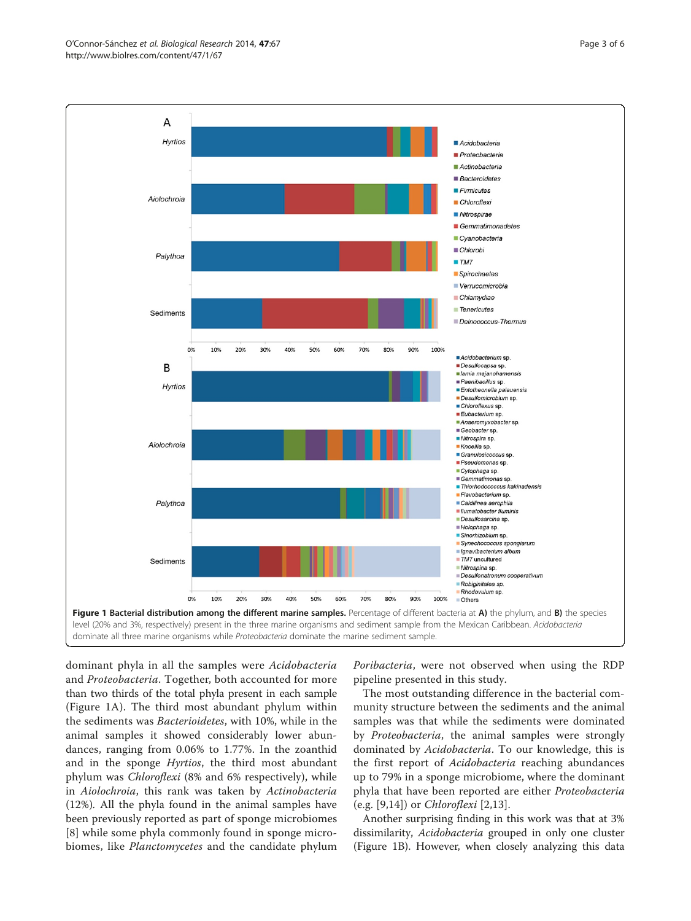**Figure 1 Bacterial distribution among the different marine samples.** Percentage of different bacteria at **A)** the phylum, and **B)** the species level (20% and 3%, respectively) present in the three marine organisms and sediment sample from the Mexican Caribbean. *Acidobacteria* dominate all three marine organisms while *Proteobacteria* dominate the marine sediment sample.

dominant phyla in all the samples were *Acidobacteria* and *Proteobacteria*. Together, both accounted for more than two thirds of the total phyla present in each sample (Figure 1A). The third most abundant phylum within the sediments was *Bacterioidetes*, with 10%, while in the animal samples it showed considerably lower abundances, ranging from 0.06% to 1.77%. In the zoanthid and in the sponge *Hyrtios*, the third most abundant phylum was *Chloroflexi* (8% and 6% respectively), while in *Aiolochroia*, this rank was taken by *Actinobacteria* (12%). All the phyla found in the animal samples have been previously reported as part of sponge microbiomes [8] while some phyla commonly found in sponge microbiomes, like *Planctomycetes* and the candidate phylum *Poribacteria*, were not observed when using the RDP pipeline presented in this study.

The most outstanding difference in the bacterial community structure between the sediments and the animal samples was that while the sediments were dominated by *Proteobacteria*, the animal samples were strongly dominated by *Acidobacteria*. To our knowledge, this is the first report of *Acidobacteria* reaching abundances up to 79% in a sponge microbiome, where the dominant phyla that have been reported are either *Proteobacteria* (e.g. [9,14]) or *Chloroflexi* [2,13].

Another surprising finding in this work was that at 3% dissimilarity, *Acidobacteria* grouped in only one cluster (Figure 1B). However, when closely analyzing this data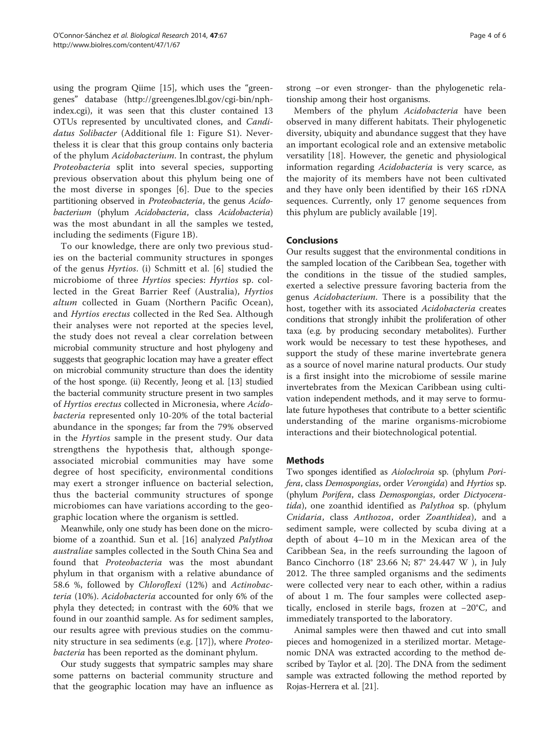using the program Qiime [15], which uses the "greengenes" database (http://greengenes.lbl.gov/cgi-bin/nph-index.cgi), it was seen that this cluster contained 13 OTUs represented by uncultivated clones, and *Candidatus Solibacter* (Additional file 1: Figure S1). Nevertheless it is clear that this group contains only bacteria of the phylum *Acidobacterium*. In contrast, the phylum *Proteobacteria* split into several species, supporting previous observation about this phylum being one of the most diverse in sponges [6]. Due to the species partitioning observed in *Proteobacteria*, the genus *Acidobacterium* (phylum *Acidobacteria*, class *Acidobacteria*) was the most abundant in all the samples we tested, including the sediments (Figure 1B).

To our knowledge, there are only two previous studies on the bacterial community structures in sponges of the genus *Hyrtios*. (i) Schmitt et al. [6] studied the microbiome of three *Hyrtios* species: *Hyrtios* sp. collected in the Great Barrier Reef (Australia), *Hyrtios altum* collected in Guam (Northern Pacific Ocean), and *Hyrtios erectus* collected in the Red Sea. Although their analyses were not reported at the species level, the study does not reveal a clear correlation between microbial community structure and host phylogeny and suggests that geographic location may have a greater effect on microbial community structure than does the identity of the host sponge. (ii) Recently, Jeong et al. [13] studied the bacterial community structure present in two samples of *Hyrtios erectus* collected in Micronesia, where *Acidobacteria* represented only 10-20% of the total bacterial abundance in the sponges; far from the 79% observed in the *Hyrtios* sample in the present study. Our data strengthens the hypothesis that, although sponge-associated microbial communities may have some degree of host specificity, environmental conditions may exert a stronger influence on bacterial selection, thus the bacterial community structures of sponge microbiomes can have variations according to the geographic location where the organism is settled.

Meanwhile, only one study has been done on the microbiome of a zoanthid. Sun et al. [16] analyzed *Palythoa australiae* samples collected in the South China Sea and found that *Proteobacteria* was the most abundant phylum in that organism with a relative abundance of 58.6 %, followed by *Chloroflexi* (12%) and *Actinobacteria* (10%). *Acidobacteria* accounted for only 6% of the phyla they detected; in contrast with the 60% that we found in our zoanthid sample. As for sediment samples, our results agree with previous studies on the community structure in sea sediments (e.g. [17]), where *Proteobacteria* has been reported as the dominant phylum.

Our study suggests that sympatric samples may share some patterns on bacterial community structure and that the geographic location may have an influence as strong –or even stronger- than the phylogenetic relationship among their host organisms.

Members of the phylum *Acidobacteria* have been observed in many different habitats. Their phylogenetic diversity, ubiquity and abundance suggest that they have an important ecological role and an extensive metabolic versatility [18]. However, the genetic and physiological information regarding *Acidobacteria* is very scarce, as the majority of its members have not been cultivated and they have only been identified by their 16S rDNA sequences. Currently, only 17 genome sequences from this phylum are publicly available [19].

## Conclusions

Our results suggest that the environmental conditions in the sampled location of the Caribbean Sea, together with the conditions in the tissue of the studied samples, exerted a selective pressure favoring bacteria from the genus *Acidobacterium*. There is a possibility that the host, together with its associated *Acidobacteria* creates conditions that strongly inhibit the proliferation of other taxa (e.g. by producing secondary metabolites). Further work would be necessary to test these hypotheses, and support the study of these marine invertebrate genera as a source of novel marine natural products. Our study is a first insight into the microbiome of sessile marine invertebrates from the Mexican Caribbean using cultivation independent methods, and it may serve to formulate future hypotheses that contribute to a better scientific understanding of the marine organisms-microbiome interactions and their biotechnological potential.

## Methods

Two sponges identified as *Aiolochroia* sp. (phylum *Porifera*, class *Demospongias*, order *Verongida*) and *Hyrtios* sp. (phylum *Porifera*, class *Demospongias*, order *Dictyoceratida*), one zoanthid identified as *Palythoa* sp. (phylum *Cnidaria*, class *Anthozoa*, order *Zoanthidea*), and a sediment sample, were collected by scuba diving at a depth of about 4–10 m in the Mexican area of the Caribbean Sea, in the reefs surrounding the lagoon of Banco Cinchorro (18° 23.66 N; 87° 24.447 W ), in July 2012. The three sampled organisms and the sediments were collected very near to each other, within a radius of about 1 m. The four samples were collected aseptically, enclosed in sterile bags, frozen at −20°C, and immediately transported to the laboratory.

Animal samples were then thawed and cut into small pieces and homogenized in a sterilized mortar. Metagenomic DNA was extracted according to the method described by Taylor et al. [20]. The DNA from the sediment sample was extracted following the method reported by Rojas-Herrera et al. [21].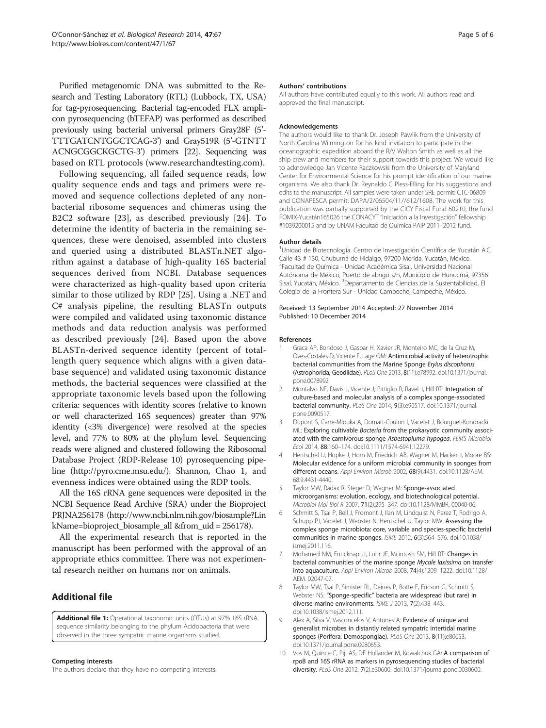Purified metagenomic DNA was submitted to the Research and Testing Laboratory (RTL) (Lubbock, TX, USA) for tag-pyrosequencing. Bacterial tag-encoded FLX amplicon pyrosequencing (bTEFAP) was performed as described previously using bacterial universal primers Gray28F (5'-TTTGATCNTGGCTCAG-3') and Gray519R (5'-GTNTT ACNGCGGCKGCTG-3') primers [22]. Sequencing was based on RTL protocols (www.researchandtesting.com).

Following sequencing, all failed sequence reads, low quality sequence ends and tags and primers were removed and sequence collections depleted of any non-bacterial ribosome sequences and chimeras using the B2C2 software [23], as described previously [24]. To determine the identity of bacteria in the remaining sequences, these were denoised, assembled into clusters and queried using a distributed BLASTn.NET algorithm against a database of high-quality 16S bacterial sequences derived from NCBI. Database sequences were characterized as high-quality based upon criteria similar to those utilized by RDP [25]. Using a .NET and C# analysis pipeline, the resulting BLASTn outputs were compiled and validated using taxonomic distance methods and data reduction analysis was performed as described previously [24]. Based upon the above BLASTn-derived sequence identity (percent of total-length query sequence which aligns with a given database sequence) and validated using taxonomic distance methods, the bacterial sequences were classified at the appropriate taxonomic levels based upon the following criteria: sequences with identity scores (relative to known or well characterized 16S sequences) greater than 97% identity (<3% divergence) were resolved at the species level, and 77% to 80% at the phylum level. Sequencing reads were aligned and clustered following the Ribosomal Database Project (RDP-Release 10) pyrosequencing pipeline (http://pyro.cme.msu.edu/). Shannon, Chao 1, and evenness indices were obtained using the RDP tools.

All the 16S rRNA gene sequences were deposited in the NCBI Sequence Read Archive (SRA) under the Bioproject PRJNA256178 (http://www.ncbi.nlm.nih.gov/biosample?LinkName=bioproject_biosample_all &from_uid = 256178).

All the experimental research that is reported in the manuscript has been performed with the approval of an appropriate ethics committee. There was not experimental research neither on humans nor on animals.

## Additional file

**Additional file 1:** Operational taxonomic units (OTUs) at 97% 16S rRNA sequence similarity belonging to the phylum Acidobacteria that were observed in the three sympatric marine organisms studied.

#### Competing interests

The authors declare that they have no competing interests.

#### Authors' contributions

All authors have contributed equally to this work. All authors read and approved the final manuscript.

#### Acknowledgements

The authors would like to thank Dr. Joseph Pawlik from the University of North Carolina Wilmington for his kind invitation to participate in the oceanographic expedition aboard the R/V Walton Smith as well as all the ship crew and members for their support towards this project. We would like to acknowledge Jan Vicente Raczkowski from the University of Maryland Center for Environmental Science for his prompt identification of our marine organisms. We also thank Dr. Reynaldo C Pless-Elling for his suggestions and edits to the manuscript. All samples were taken under SRE permit: CTC-06809 and CONAPESCA permit: DAPA/2/06504/11//612/1608. The work for this publication was partially supported by the CICY Fiscal Fund 60210, the fund FOMIX-Yucatán165026 the CONACYT "Iniciación a la Investigación" fellowship #1039200015 and by UNAM Facultad de Química PAIP 2011–2012 fund.

#### Author details

[1]Unidad de Biotecnología. Centro de Investigación Científica de Yucatán A.C, Calle 43 # 130, Chuburná de Hidalgo, 97200 Mérida, Yucatán, México. [2]Facultad de Química - Unidad Académica Sisal, Universidad Nacional Autónoma de México, Puerto de abrigo s/n, Municipio de Hunucmá, 97356 Sisal, Yucatán, México. [3]Departamento de Ciencias de la Sustentabilidad, El Colegio de la Frontera Sur - Unidad Campeche, Campeche, México.

Received: 13 September 2014 Accepted: 27 November 2014
Published: 10 December 2014

#### References

1. Graca AP, Bondoso J, Gaspar H, Xavier JR, Monteiro MC, de la Cruz M, Oves-Costales D, Vicente F, Lage OM: **Antimicrobial activity of heterotrophic bacterial communities from the Marine Sponge *Erylus discophorus* (Astrophorida, Geodiidae).** *PLoS One* 2013, **8**(11):e78992. doi:10.1371/journal.pone.0078992.
2. Montalvo NF, Davis J, Vicente J, Pittiglio R, Ravel J, Hill RT: **Integration of culture-based and molecular analysis of a complex sponge-associated bacterial community.** *PLoS One* 2014, **9**(3):e90517. doi:10.1371/journal.pone.0090517.
3. Dupont S, Carre-Mlouka A, Domart-Coulon I, Vacelet J, Bourguet-Kondracki ML: **Exploring cultivable *Bacteria* from the prokaryotic community associated with the carnivorous sponge *Asbestopluma hypogea*.** *FEMS Microbiol Ecol* 2014, **88**:160–174. doi:10.1111/1574-6941.12279.
4. Hentschel U, Hopke J, Horn M, Friedrich AB, Wagner M, Hacker J, Moore BS: **Molecular evidence for a uniform microbial community in sponges from different oceans.** *Appl Environ Microb* 2002, **68**(9):4431. doi:10.1128/AEM.68.9.4431-4440.
5. Taylor MW, Radax R, Steger D, Wagner M: **Sponge-associated microorganisms: evolution, ecology, and biotechnological potential.** *Microbiol Mol Biol R* 2007, **71**(2):295–347. doi:10.1128/MMBR. 00040-06.
6. Schmitt S, Tsai P, Bell J, Fromont J, Ilan M, Lindquist N, Perez T, Rodrigo A, Schupp PJ, Vacelet J, Webster N, Hentschel U, Taylor MW: **Assessing the complex sponge microbiota: core, variable and species-specific bacterial communities in marine sponges.** *ISME* 2012, **6**(3):564–576. doi:10.1038/ismej.2011.116.
7. Mohamed NM, Enticknap JJ, Lohr JE, Mcintosh SM, Hill RT: **Changes in bacterial communities of the marine sponge *Mycale laxissima* on transfer into aquaculture.** *Appl Environ Microb* 2008, **74**(4):1209–1222. doi:10.1128/AEM. 02047-07.
8. Taylor MW, Tsai P, Simister RL, Deines P, Botte E, Ericson G, Schmitt S, Webster NS: **"Sponge-specific" bacteria are widespread (but rare) in diverse marine environments.** *ISME J* 2013, **7**(2):438–443. doi:10.1038/ismej.2012.111.
9. Alex A, Silva V, Vasconcelos V, Antunes A: **Evidence of unique and generalist microbes in distantly related sympatric intertidal marine sponges (Porifera: Demospongiae).** *PLoS One* 2013, **8**(11):e80653. doi:10.1371/journal.pone.0080653.
10. Vos M, Quince C, Pijl AS, DE Hollander M, Kowalchuk GA: **A comparison of rpoB and 16S rRNA as markers in pyrosequencing studies of bacterial diversity.** *PLoS One* 2012, **7**(2):e30600. doi:10.1371/journal.pone.0030600.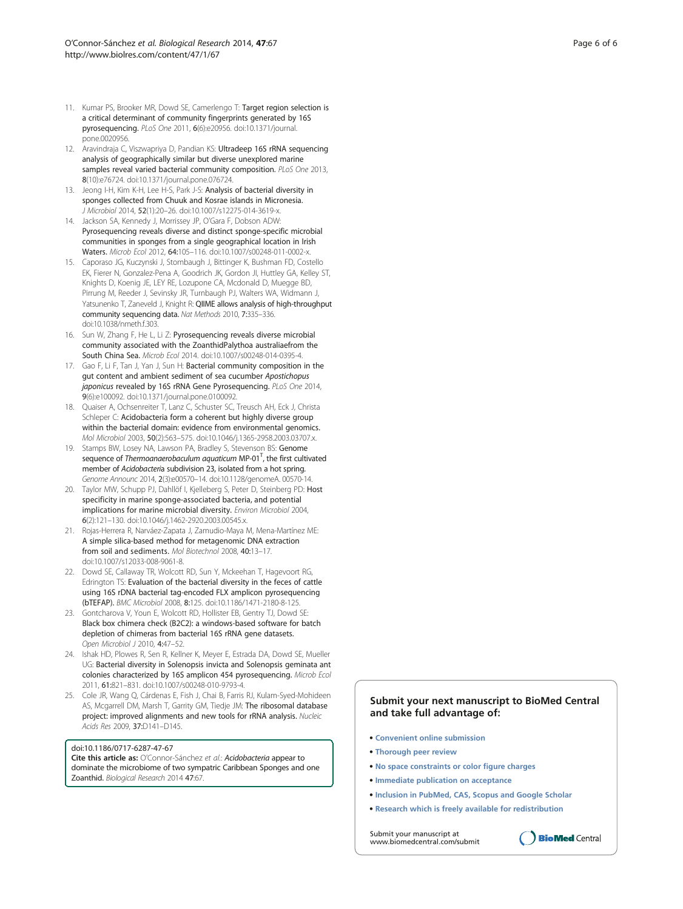11. Kumar PS, Brooker MR, Dowd SE, Camerlengo T: Target region selection is a critical determinant of community fingerprints generated by 16S pyrosequencing. *PLoS One* 2011, **6**(6):e20956. doi:10.1371/journal.pone.0020956.
12. Aravindraja C, Viszwapriya D, Pandian KS: Ultradeep 16S rRNA sequencing analysis of geographically similar but diverse unexplored marine samples reveal varied bacterial community composition. *PLoS One* 2013, **8**(10):e76724. doi:10.1371/journal.pone.076724.
13. Jeong I-H, Kim K-H, Lee H-S, Park J-S: Analysis of bacterial diversity in sponges collected from Chuuk and Kosrae islands in Micronesia. *J Microbiol* 2014, **52**(1):20–26. doi:10.1007/s12275-014-3619-x.
14. Jackson SA, Kennedy J, Morrissey JP, O'Gara F, Dobson ADW: Pyrosequencing reveals diverse and distinct sponge-specific microbial communities in sponges from a single geographical location in Irish Waters. *Microb Ecol* 2012, **64:**105–116. doi:10.1007/s00248-011-0002-x.
15. Caporaso JG, Kuczynski J, Stombaugh J, Bittinger K, Bushman FD, Costello EK, Fierer N, Gonzalez-Pena A, Goodrich JK, Gordon JI, Huttley GA, Kelley ST, Knights D, Koenig JE, LEY RE, Lozupone CA, Mcdonald D, Muegge BD, Pirrung M, Reeder J, Sevinsky JR, Turnbaugh PJ, Walters WA, Widmann J, Yatsunenko T, Zaneveld J, Knight R: QIIME allows analysis of high-throughput community sequencing data. *Nat Methods* 2010, **7:**335–336. doi:10.1038/nmeth.f.303.
16. Sun W, Zhang F, He L, Li Z: Pyrosequencing reveals diverse microbial community associated with the ZoanthidPalythoa australiaefrom the South China Sea. *Microb Ecol* 2014. doi:10.1007/s00248-014-0395-4.
17. Gao F, Li F, Tan J, Yan J, Sun H: Bacterial community composition in the gut content and ambient sediment of sea cucumber *Apostichopus japonicus* revealed by 16S rRNA Gene Pyrosequencing. *PLoS One* 2014, **9**(6):e100092. doi:10.1371/journal.pone.0100092.
18. Quaiser A, Ochsenreiter T, Lanz C, Schuster SC, Treusch AH, Eck J, Christa Schleper C: Acidobacteria form a coherent but highly diverse group within the bacterial domain: evidence from environmental genomics. *Mol Microbiol* 2003, **50**(2):563–575. doi:10.1046/j.1365-2958.2003.03707.x.
19. Stamps BW, Losey NA, Lawson PA, Bradley S, Stevenson BS: Genome sequence of *Thermoanaerobaculum aquaticum* MP-01$^{T}$, the first cultivated member of *Acidobacteria* subdivision 23, isolated from a hot spring. *Genome Announc* 2014, **2**(3):e00570–14. doi:10.1128/genomeA. 00570-14.
20. Taylor MW, Schupp PJ, Dahllöf I, Kjelleberg S, Peter D, Steinberg PD: Host specificity in marine sponge-associated bacteria, and potential implications for marine microbial diversity. *Environ Microbiol* 2004, **6**(2):121–130. doi:10.1046/j.1462-2920.2003.00545.x.
21. Rojas-Herrera R, Narváez-Zapata J, Zamudio-Maya M, Mena-Martínez ME: A simple silica-based method for metagenomic DNA extraction from soil and sediments. *Mol Biotechnol* 2008, **40:**13–17. doi:10.1007/s12033-008-9061-8.
22. Dowd SE, Callaway TR, Wolcott RD, Sun Y, Mckeehan T, Hagevoort RG, Edrington TS: Evaluation of the bacterial diversity in the feces of cattle using 16S rDNA bacterial tag-encoded FLX amplicon pyrosequencing (bTEFAP). *BMC Microbiol* 2008, **8:**125. doi:10.1186/1471-2180-8-125.
23. Gontcharova V, Youn E, Wolcott RD, Hollister EB, Gentry TJ, Dowd SE: Black box chimera check (B2C2): a windows-based software for batch depletion of chimeras from bacterial 16S rRNA gene datasets. *Open Microbiol J* 2010, **4:**47–52.
24. Ishak HD, Plowes R, Sen R, Kellner K, Meyer E, Estrada DA, Dowd SE, Mueller UG: Bacterial diversity in Solenopsis invicta and Solenopsis geminata ant colonies characterized by 16S amplicon 454 pyrosequencing. *Microb Ecol* 2011, **61:**821–831. doi:10.1007/s00248-010-9793-4.
25. Cole JR, Wang Q, Cárdenas E, Fish J, Chai B, Farris RJ, Kulam-Syed-Mohideen AS, Mcgarrell DM, Marsh T, Garrity GM, Tiedje JM: The ribosomal database project: improved alignments and new tools for rRNA analysis. *Nucleic Acids Res* 2009, **37:**D141–D145.

doi:10.1186/0717-6287-47-67

**Cite this article as:** O'Connor-Sánchez *et al.*: *Acidobacteria* appear to dominate the microbiome of two sympatric Caribbean Sponges and one Zoanthid. Biological Research 2014 47:67.

**Submit your next manuscript to BioMed Central and take full advantage of:**

- Convenient online submission
- Thorough peer review
- No space constraints or color figure charges
- Immediate publication on acceptance
- Inclusion in PubMed, CAS, Scopus and Google Scholar
- Research which is freely available for redistribution

Submit your manuscript at www.biomedcentral.com/submit

BioMed Central